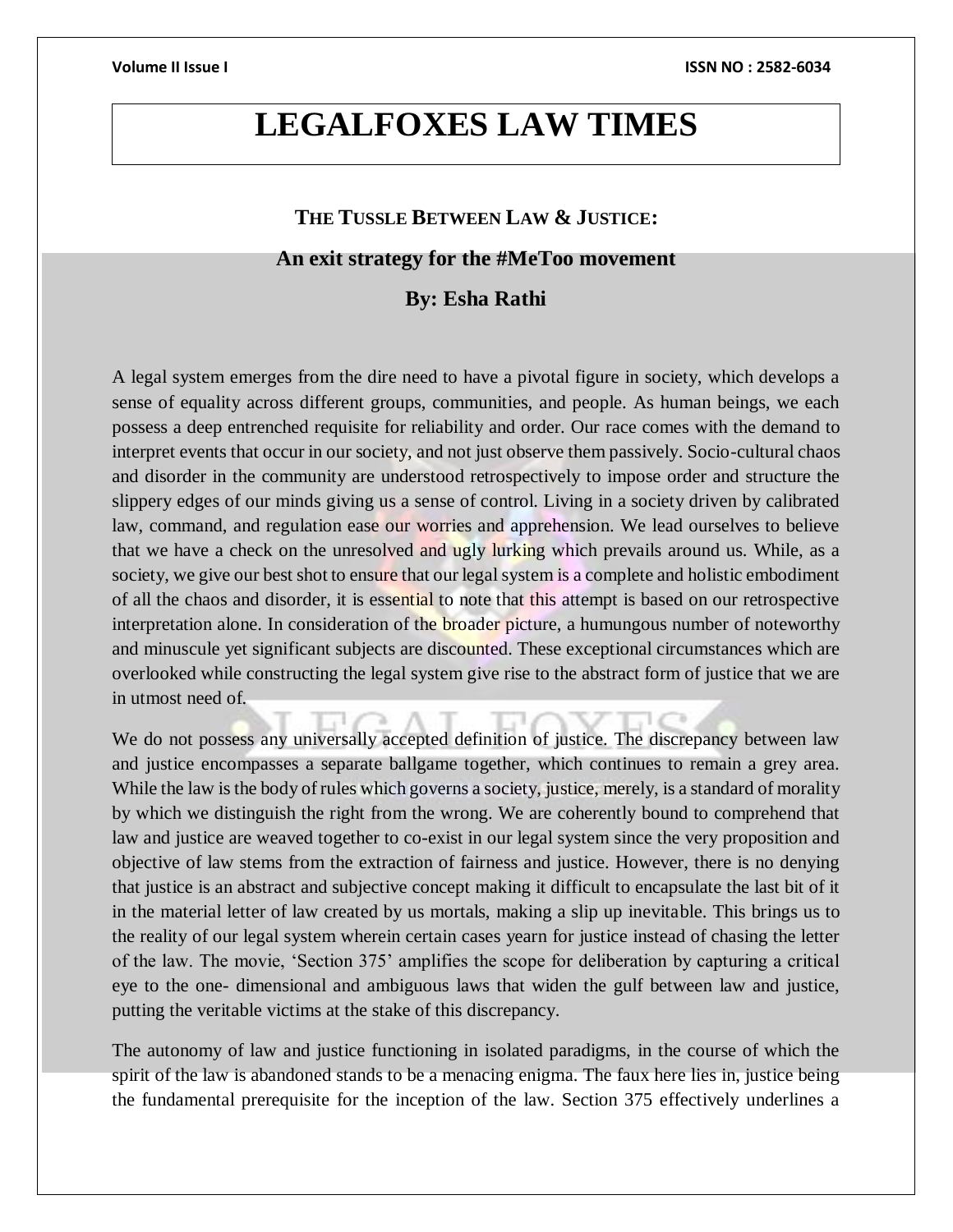# LEGALFOXES LAW TIMES

## THE TUSSLE BETWEEN LAW & JUSTICE:

### An exit strategy for the #MeToo movement

**By: Esha Rathi**

A legal system emerges from the dire need to have a pivotal figure in society, which develops a sense of equality across different groups, communities, and people. As human beings, we each possess a deep entrenched requisite for reliability and order. Our race comes with the demand to interpret events that occur in our society, and not just observe them passively. Socio-cultural chaos and disorder in the community are understood retrospectively to impose order and structure the slippery edges of our minds giving us a sense of control. Living in a society driven by calibrated law, command, and regulation ease our worries and apprehension. We lead ourselves to believe that we have a check on the unresolved and ugly lurking which prevails around us. While, as a society, we give our best shot to ensure that our legal system is a complete and holistic embodiment of all the chaos and disorder, it is essential to note that this attempt is based on our retrospective interpretation alone. In consideration of the broader picture, a humungous number of noteworthy and minuscule yet significant subjects are discounted. These exceptional circumstances which are overlooked while constructing the legal system give rise to the abstract form of justice that we are in utmost need of.

We do not possess any universally accepted definition of justice. The discrepancy between law and justice encompasses a separate ballgame together, which continues to remain a grey area. While the law is the body of rules which governs a society, justice, merely, is a standard of morality by which we distinguish the right from the wrong. We are coherently bound to comprehend that law and justice are weaved together to co-exist in our legal system since the very proposition and objective of law stems from the extraction of fairness and justice. However, there is no denying that justice is an abstract and subjective concept making it difficult to encapsulate the last bit of it in the material letter of law created by us mortals, making a slip up inevitable. This brings us to the reality of our legal system wherein certain cases yearn for justice instead of chasing the letter of the law. The movie, 'Section 375' amplifies the scope for deliberation by capturing a critical eye to the one- dimensional and ambiguous laws that widen the gulf between law and justice, putting the veritable victims at the stake of this discrepancy.

The autonomy of law and justice functioning in isolated paradigms, in the course of which the spirit of the law is abandoned stands to be a menacing enigma. The faux here lies in, justice being the fundamental prerequisite for the inception of the law. Section 375 effectively underlines a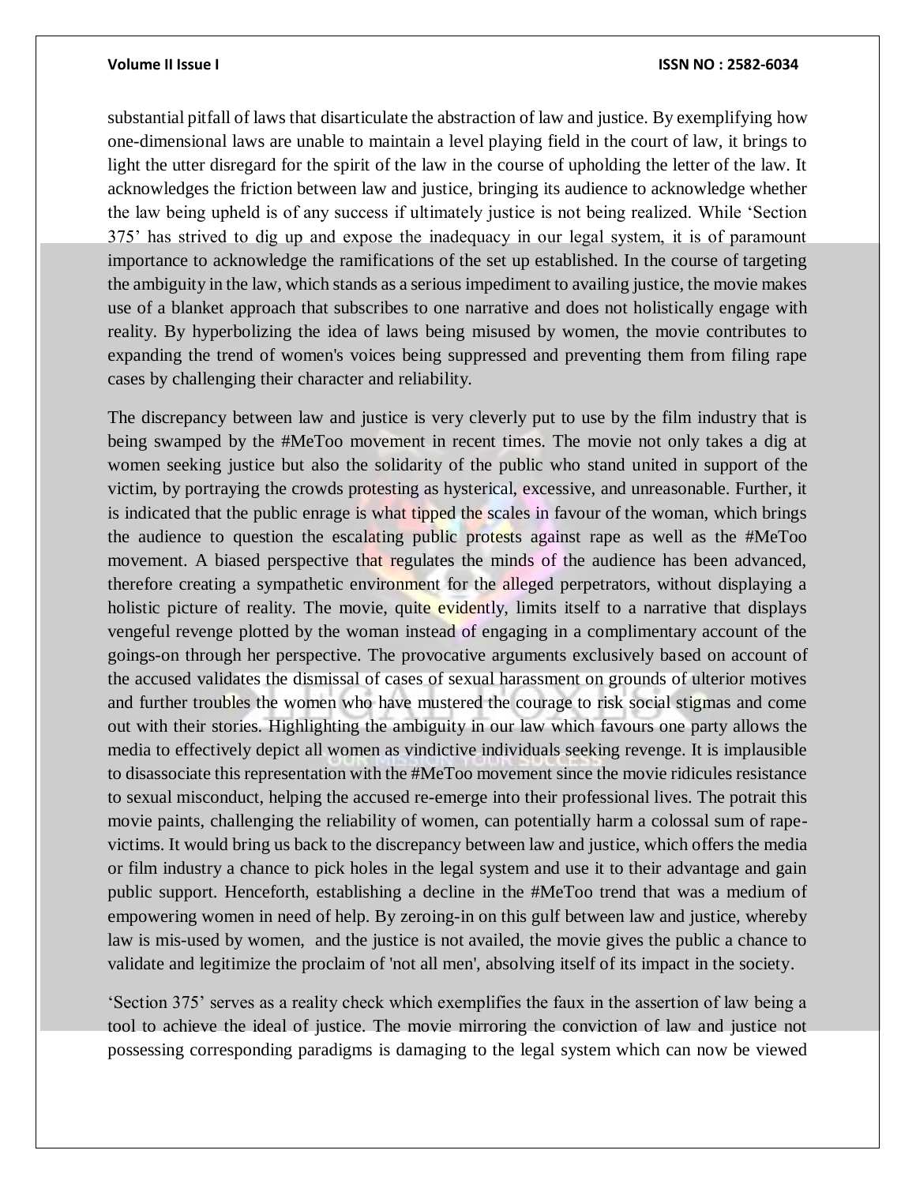substantial pitfall of laws that disarticulate the abstraction of law and justice. By exemplifying how one-dimensional laws are unable to maintain a level playing field in the court of law, it brings to light the utter disregard for the spirit of the law in the course of upholding the letter of the law. It acknowledges the friction between law and justice, bringing its audience to acknowledge whether the law being upheld is of any success if ultimately justice is not being realized. While 'Section 375' has strived to dig up and expose the inadequacy in our legal system, it is of paramount importance to acknowledge the ramifications of the set up established. In the course of targeting the ambiguity in the law, which stands as a serious impediment to availing justice, the movie makes use of a blanket approach that subscribes to one narrative and does not holistically engage with reality. By hyperbolizing the idea of laws being misused by women, the movie contributes to expanding the trend of women's voices being suppressed and preventing them from filing rape cases by challenging their character and reliability.

The discrepancy between law and justice is very cleverly put to use by the film industry that is being swamped by the #MeToo movement in recent times. The movie not only takes a dig at women seeking justice but also the solidarity of the public who stand united in support of the victim, by portraying the crowds protesting as hysterical, excessive, and unreasonable. Further, it is indicated that the public enrage is what tipped the scales in favour of the woman, which brings the audience to question the escalating public protests against rape as well as the #MeToo movement. A biased perspective that regulates the minds of the audience has been advanced, therefore creating a sympathetic environment for the alleged perpetrators, without displaying a holistic picture of reality. The movie, quite evidently, limits itself to a narrative that displays vengeful revenge plotted by the woman instead of engaging in a complimentary account of the goings-on through her perspective. The provocative arguments exclusively based on account of the accused validates the dismissal of cases of sexual harassment on grounds of ulterior motives and further troubles the women who have mustered the courage to risk social stigmas and come out with their stories. Highlighting the ambiguity in our law which favours one party allows the media to effectively depict all women as vindictive individuals seeking revenge. It is implausible to disassociate this representation with the #MeToo movement since the movie ridicules resistance to sexual misconduct, helping the accused re-emerge into their professional lives. The potrait this movie paints, challenging the reliability of women, can potentially harm a colossal sum of rape-victims. It would bring us back to the discrepancy between law and justice, which offers the media or film industry a chance to pick holes in the legal system and use it to their advantage and gain public support. Henceforth, establishing a decline in the #MeToo trend that was a medium of empowering women in need of help. By zeroing-in on this gulf between law and justice, whereby law is mis-used by women, and the justice is not availed, the movie gives the public a chance to validate and legitimize the proclaim of 'not all men', absolving itself of its impact in the society.

'Section 375' serves as a reality check which exemplifies the faux in the assertion of law being a tool to achieve the ideal of justice. The movie mirroring the conviction of law and justice not possessing corresponding paradigms is damaging to the legal system which can now be viewed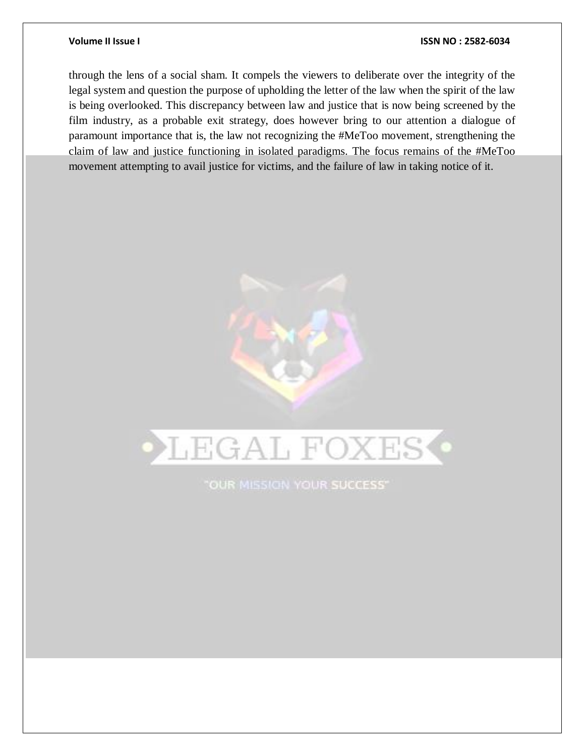through the lens of a social sham. It compels the viewers to deliberate over the integrity of the legal system and question the purpose of upholding the letter of the law when the spirit of the law is being overlooked. This discrepancy between law and justice that is now being screened by the film industry, as a probable exit strategy, does however bring to our attention a dialogue of paramount importance that is, the law not recognizing the #MeToo movement, strengthening the claim of law and justice functioning in isolated paradigms. The focus remains of the #MeToo movement attempting to avail justice for victims, and the failure of law in taking notice of it.